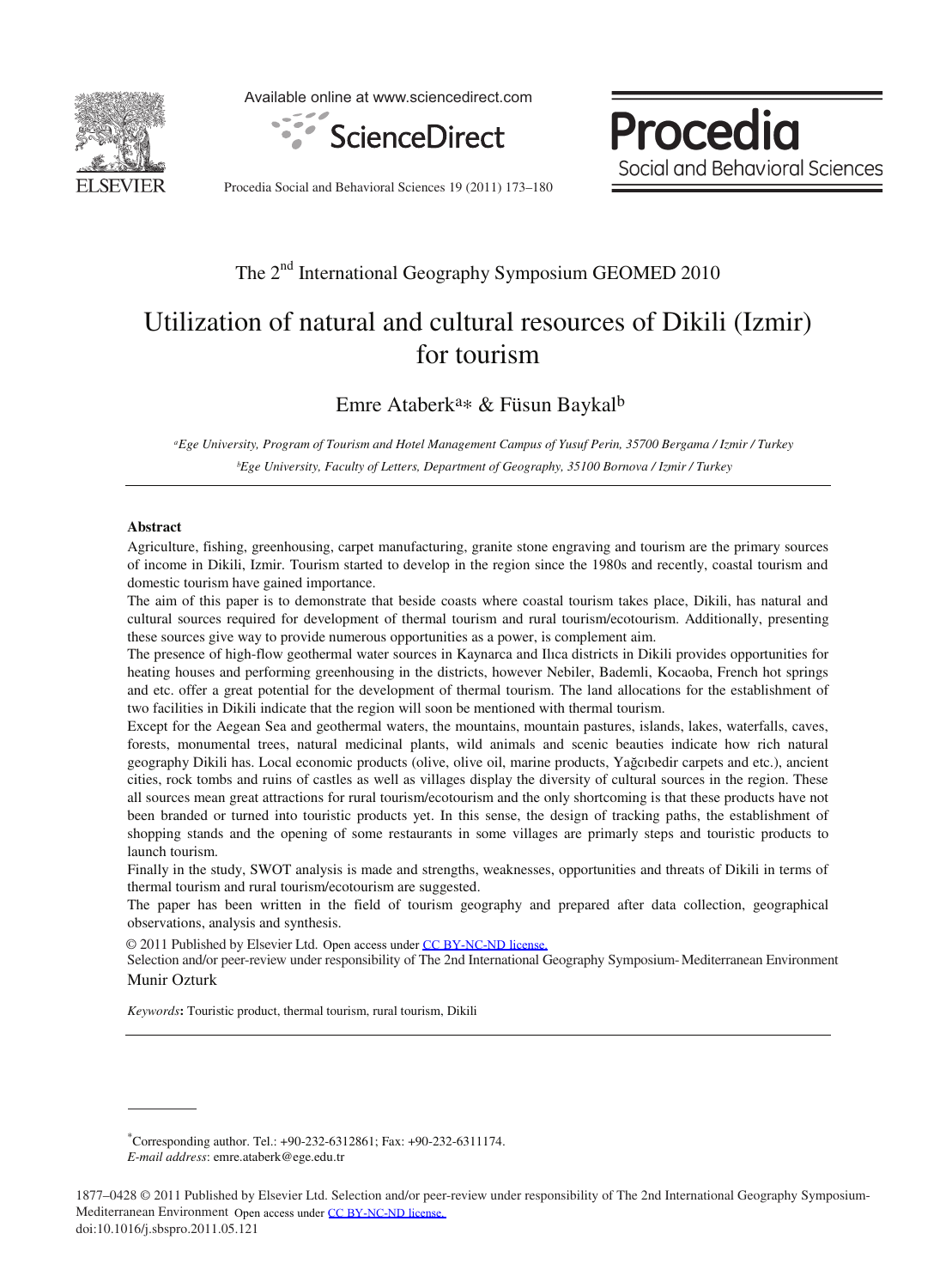The 2nd International Geography Symposium GEOMED 2010

# Utilization of natural and cultural resources of Dikili (Izmir) for tourism

Emre Ataberk[a]* & Füsun Baykal[b]

[a]*Ege University, Program of Tourism and Hotel Management Campus of Yusuf Perin, 35700 Bergama / Izmir / Turkey*

[b]*Ege University, Faculty of Letters, Department of Geography, 35100 Bornova / Izmir / Turkey*

---

**Abstract**

Agriculture, fishing, greenhousing, carpet manufacturing, granite stone engraving and tourism are the primary sources of income in Dikili, Izmir. Tourism started to develop in the region since the 1980s and recently, coastal tourism and domestic tourism have gained importance.

The aim of this paper is to demonstrate that beside coasts where coastal tourism takes place, Dikili, has natural and cultural sources required for development of thermal tourism and rural tourism/ecotourism. Additionally, presenting these sources give way to provide numerous opportunities as a power, is complement aim.

The presence of high-flow geothermal water sources in Kaynarca and Ilıca districts in Dikili provides opportunities for heating houses and performing greenhousing in the districts, however Nebiler, Bademli, Kocaoba, French hot springs and etc. offer a great potential for the development of thermal tourism. The land allocations for the establishment of two facilities in Dikili indicate that the region will soon be mentioned with thermal tourism.

Except for the Aegean Sea and geothermal waters, the mountains, mountain pastures, islands, lakes, waterfalls, caves, forests, monumental trees, natural medicinal plants, wild animals and scenic beauties indicate how rich natural geography Dikili has. Local economic products (olive, olive oil, marine products, Yağcıbedir carpets and etc.), ancient cities, rock tombs and ruins of castles as well as villages display the diversity of cultural sources in the region. These all sources mean great attractions for rural tourism/ecotourism and the only shortcoming is that these products have not been branded or turned into touristic products yet. In this sense, the design of tracking paths, the establishment of shopping stands and the opening of some restaurants in some villages are primarly steps and touristic products to launch tourism.

Finally in the study, SWOT analysis is made and strengths, weaknesses, opportunities and threats of Dikili in terms of thermal tourism and rural tourism/ecotourism are suggested.

The paper has been written in the field of tourism geography and prepared after data collection, geographical observations, analysis and synthesis.

© 2011 Published by Elsevier Ltd. Open access under CC BY-NC-ND license.
Selection and/or peer-review under responsibility of The 2nd International Geography Symposium- Mediterranean Environment Munir Ozturk

*Keywords*: Touristic product, thermal tourism, rural tourism, Dikili

---

*Corresponding author. Tel.: +90-232-6312861; Fax: +90-232-6311174.
*E-mail address*: emre.ataberk@ege.edu.tr

1877–0428 © 2011 Published by Elsevier Ltd. Selection and/or peer-review under responsibility of The 2nd International Geography Symposium-Mediterranean Environment Open access under CC BY-NC-ND license.
doi:10.1016/j.sbspro.2011.05.121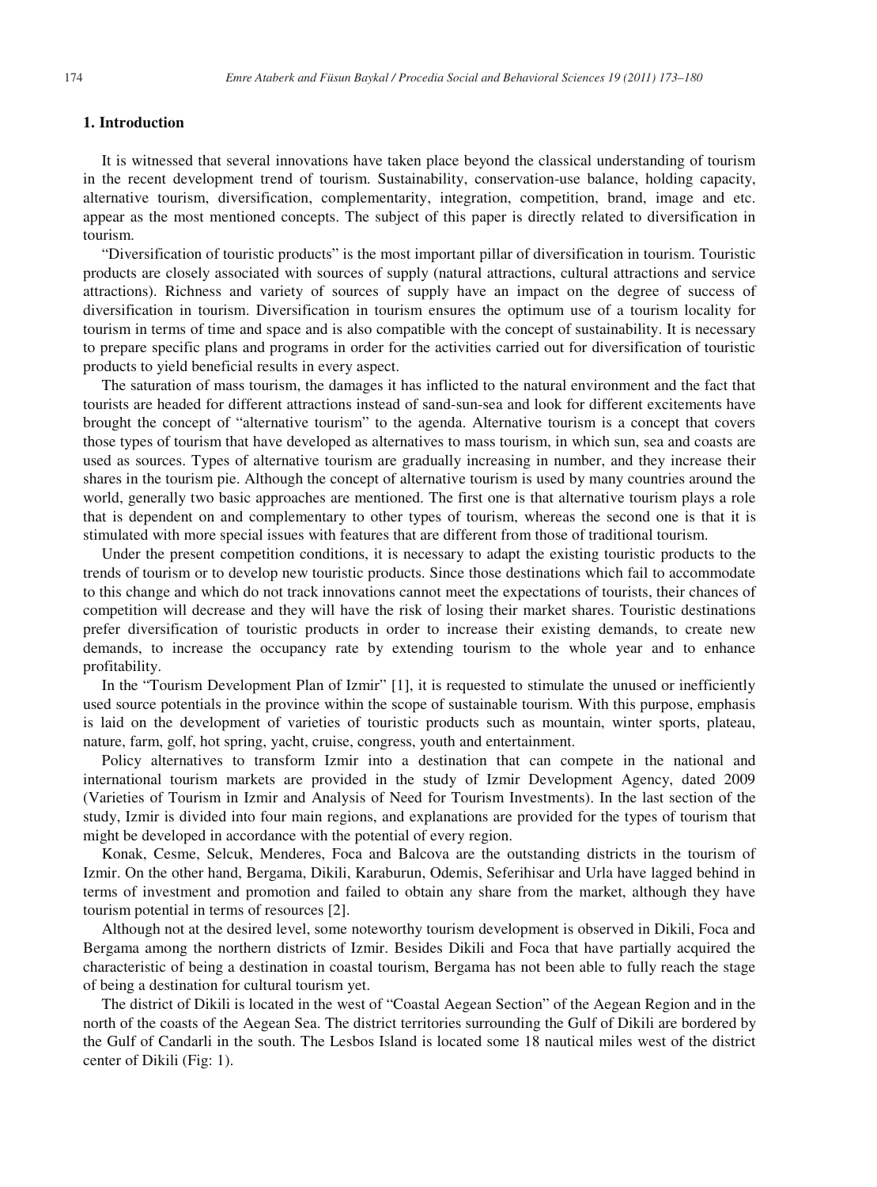## 1. Introduction

It is witnessed that several innovations have taken place beyond the classical understanding of tourism in the recent development trend of tourism. Sustainability, conservation-use balance, holding capacity, alternative tourism, diversification, complementarity, integration, competition, brand, image and etc. appear as the most mentioned concepts. The subject of this paper is directly related to diversification in tourism.

"Diversification of touristic products" is the most important pillar of diversification in tourism. Touristic products are closely associated with sources of supply (natural attractions, cultural attractions and service attractions). Richness and variety of sources of supply have an impact on the degree of success of diversification in tourism. Diversification in tourism ensures the optimum use of a tourism locality for tourism in terms of time and space and is also compatible with the concept of sustainability. It is necessary to prepare specific plans and programs in order for the activities carried out for diversification of touristic products to yield beneficial results in every aspect.

The saturation of mass tourism, the damages it has inflicted to the natural environment and the fact that tourists are headed for different attractions instead of sand-sun-sea and look for different excitements have brought the concept of "alternative tourism" to the agenda. Alternative tourism is a concept that covers those types of tourism that have developed as alternatives to mass tourism, in which sun, sea and coasts are used as sources. Types of alternative tourism are gradually increasing in number, and they increase their shares in the tourism pie. Although the concept of alternative tourism is used by many countries around the world, generally two basic approaches are mentioned. The first one is that alternative tourism plays a role that is dependent on and complementary to other types of tourism, whereas the second one is that it is stimulated with more special issues with features that are different from those of traditional tourism.

Under the present competition conditions, it is necessary to adapt the existing touristic products to the trends of tourism or to develop new touristic products. Since those destinations which fail to accommodate to this change and which do not track innovations cannot meet the expectations of tourists, their chances of competition will decrease and they will have the risk of losing their market shares. Touristic destinations prefer diversification of touristic products in order to increase their existing demands, to create new demands, to increase the occupancy rate by extending tourism to the whole year and to enhance profitability.

In the "Tourism Development Plan of Izmir" [1], it is requested to stimulate the unused or inefficiently used source potentials in the province within the scope of sustainable tourism. With this purpose, emphasis is laid on the development of varieties of touristic products such as mountain, winter sports, plateau, nature, farm, golf, hot spring, yacht, cruise, congress, youth and entertainment.

Policy alternatives to transform Izmir into a destination that can compete in the national and international tourism markets are provided in the study of Izmir Development Agency, dated 2009 (Varieties of Tourism in Izmir and Analysis of Need for Tourism Investments). In the last section of the study, Izmir is divided into four main regions, and explanations are provided for the types of tourism that might be developed in accordance with the potential of every region.

Konak, Cesme, Selcuk, Menderes, Foca and Balcova are the outstanding districts in the tourism of Izmir. On the other hand, Bergama, Dikili, Karaburun, Odemis, Seferihisar and Urla have lagged behind in terms of investment and promotion and failed to obtain any share from the market, although they have tourism potential in terms of resources [2].

Although not at the desired level, some noteworthy tourism development is observed in Dikili, Foca and Bergama among the northern districts of Izmir. Besides Dikili and Foca that have partially acquired the characteristic of being a destination in coastal tourism, Bergama has not been able to fully reach the stage of being a destination for cultural tourism yet.

The district of Dikili is located in the west of "Coastal Aegean Section" of the Aegean Region and in the north of the coasts of the Aegean Sea. The district territories surrounding the Gulf of Dikili are bordered by the Gulf of Candarli in the south. The Lesbos Island is located some 18 nautical miles west of the district center of Dikili (Fig: 1).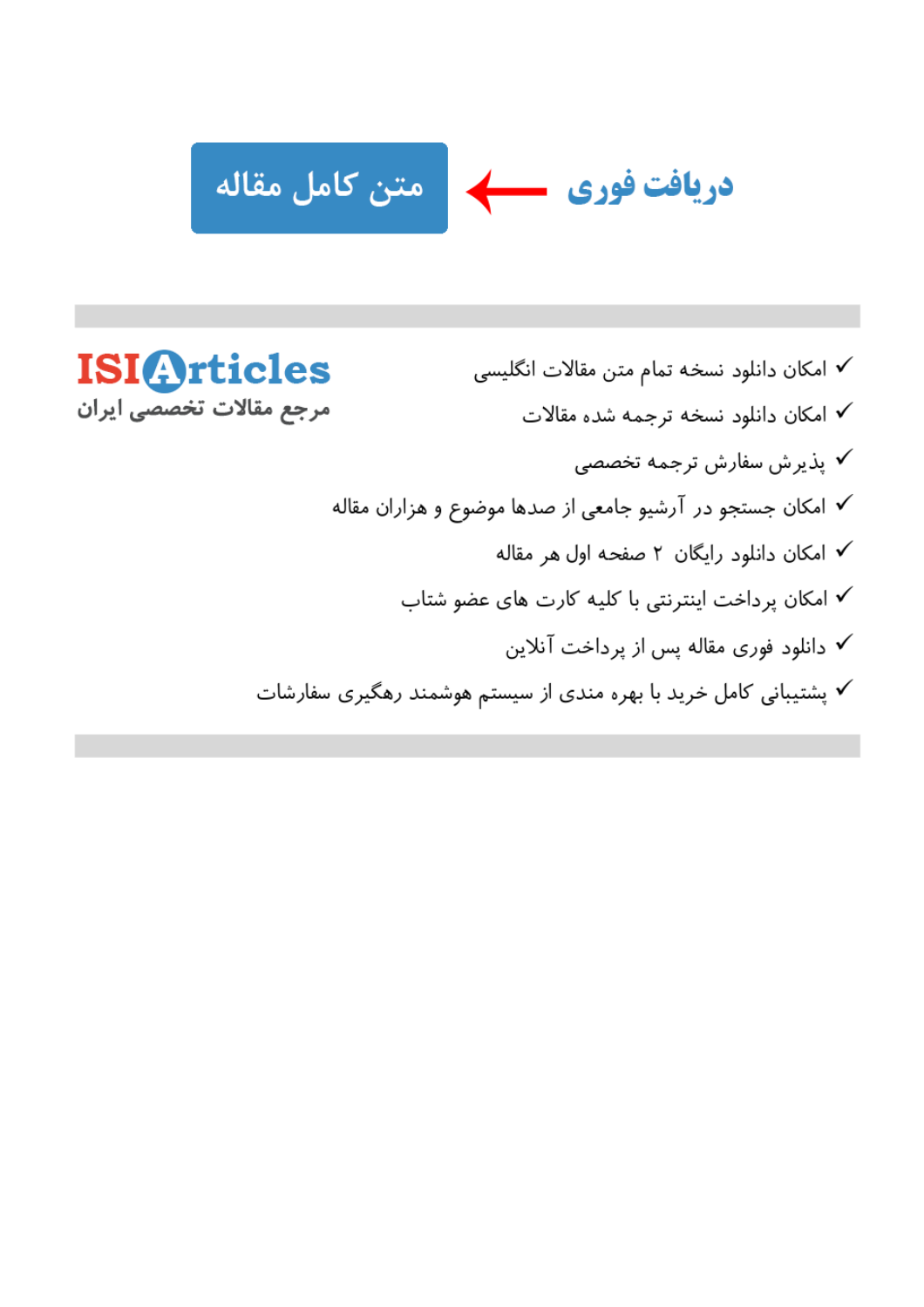دریافت فوری ← **متن کامل مقاله**

**ISIArticles**
مرجع مقالات تخصصی ایران

- ✓ امکان دانلود نسخه تمام متن مقالات انگلیسی
- ✓ امکان دانلود نسخه ترجمه شده مقالات
- ✓ پذیرش سفارش ترجمه تخصصی
- ✓ امکان جستجو در آرشیو جامعی از صدها موضوع و هزاران مقاله
- ✓ امکان دانلود رایگان ۲ صفحه اول هر مقاله
- ✓ امکان پرداخت اینترنتی با کلیه کارت های عضو شتاب
- ✓ دانلود فوری مقاله پس از پرداخت آنلاین
- ✓ پشتیبانی کامل خرید با بهره مندی از سیستم هوشمند رهگیری سفارشات